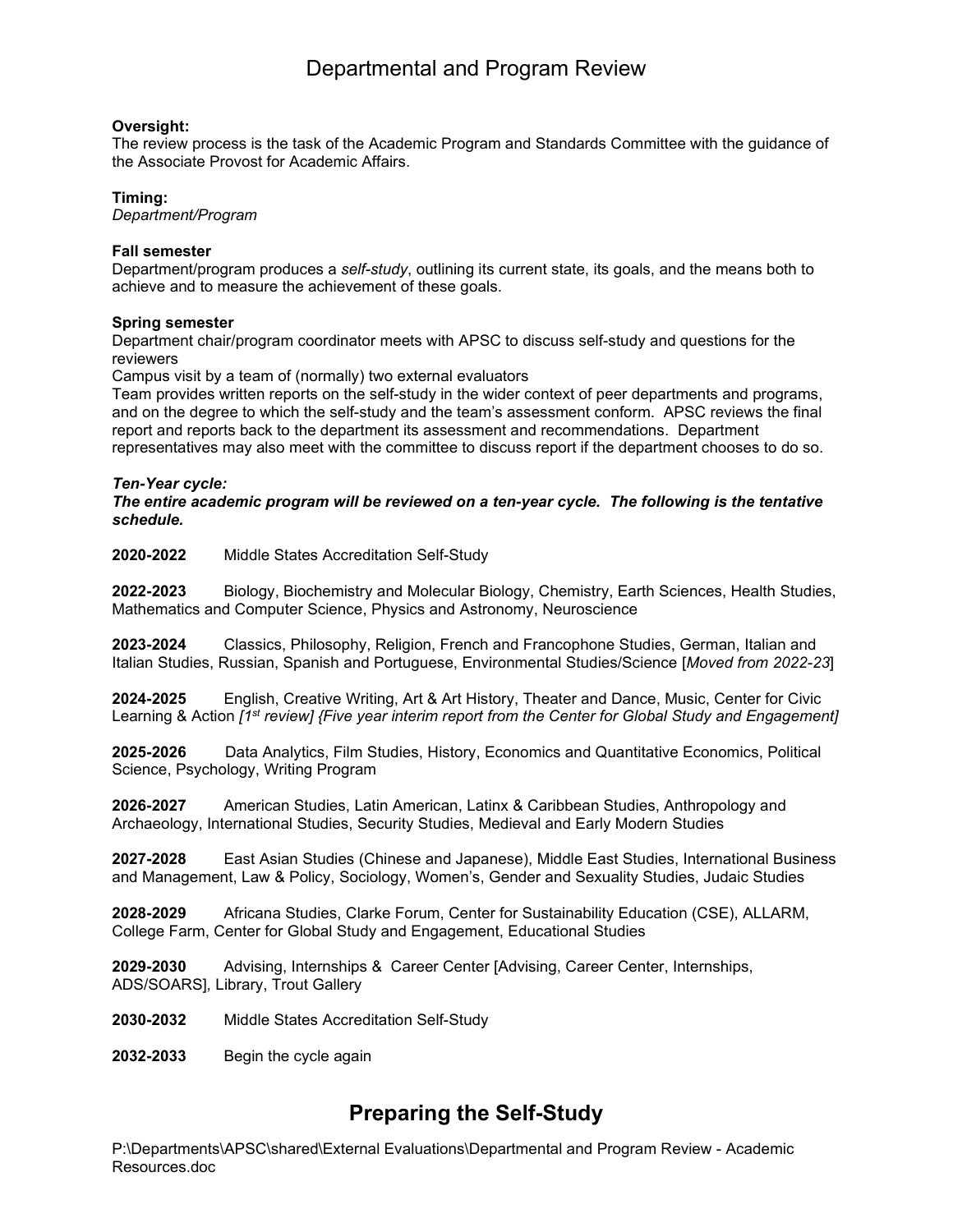# Departmental and Program Review

**Oversight:**
The review process is the task of the Academic Program and Standards Committee with the guidance of the Associate Provost for Academic Affairs.

**Timing:**
*Department/Program*

**Fall semester**
Department/program produces a *self-study*, outlining its current state, its goals, and the means both to achieve and to measure the achievement of these goals.

**Spring semester**
Department chair/program coordinator meets with APSC to discuss self-study and questions for the reviewers
Campus visit by a team of (normally) two external evaluators
Team provides written reports on the self-study in the wider context of peer departments and programs, and on the degree to which the self-study and the team's assessment conform. APSC reviews the final report and reports back to the department its assessment and recommendations. Department representatives may also meet with the committee to discuss report if the department chooses to do so.

***Ten-Year cycle:***
***The entire academic program will be reviewed on a ten-year cycle. The following is the tentative schedule.***

**2020-2022** Middle States Accreditation Self-Study

**2022-2023** Biology, Biochemistry and Molecular Biology, Chemistry, Earth Sciences, Health Studies, Mathematics and Computer Science, Physics and Astronomy, Neuroscience

**2023-2024** Classics, Philosophy, Religion, French and Francophone Studies, German, Italian and Italian Studies, Russian, Spanish and Portuguese, Environmental Studies/Science [*Moved from 2022-23*]

**2024-2025** English, Creative Writing, Art & Art History, Theater and Dance, Music, Center for Civic Learning & Action *[1st review] {Five year interim report from the Center for Global Study and Engagement]*

**2025-2026** Data Analytics, Film Studies, History, Economics and Quantitative Economics, Political Science, Psychology, Writing Program

**2026-2027** American Studies, Latin American, Latinx & Caribbean Studies, Anthropology and Archaeology, International Studies, Security Studies, Medieval and Early Modern Studies

**2027-2028** East Asian Studies (Chinese and Japanese), Middle East Studies, International Business and Management, Law & Policy, Sociology, Women's, Gender and Sexuality Studies, Judaic Studies

**2028-2029** Africana Studies, Clarke Forum, Center for Sustainability Education (CSE), ALLARM, College Farm, Center for Global Study and Engagement, Educational Studies

**2029-2030** Advising, Internships & Career Center [Advising, Career Center, Internships, ADS/SOARS], Library, Trout Gallery

**2030-2032** Middle States Accreditation Self-Study

**2032-2033** Begin the cycle again

## Preparing the Self-Study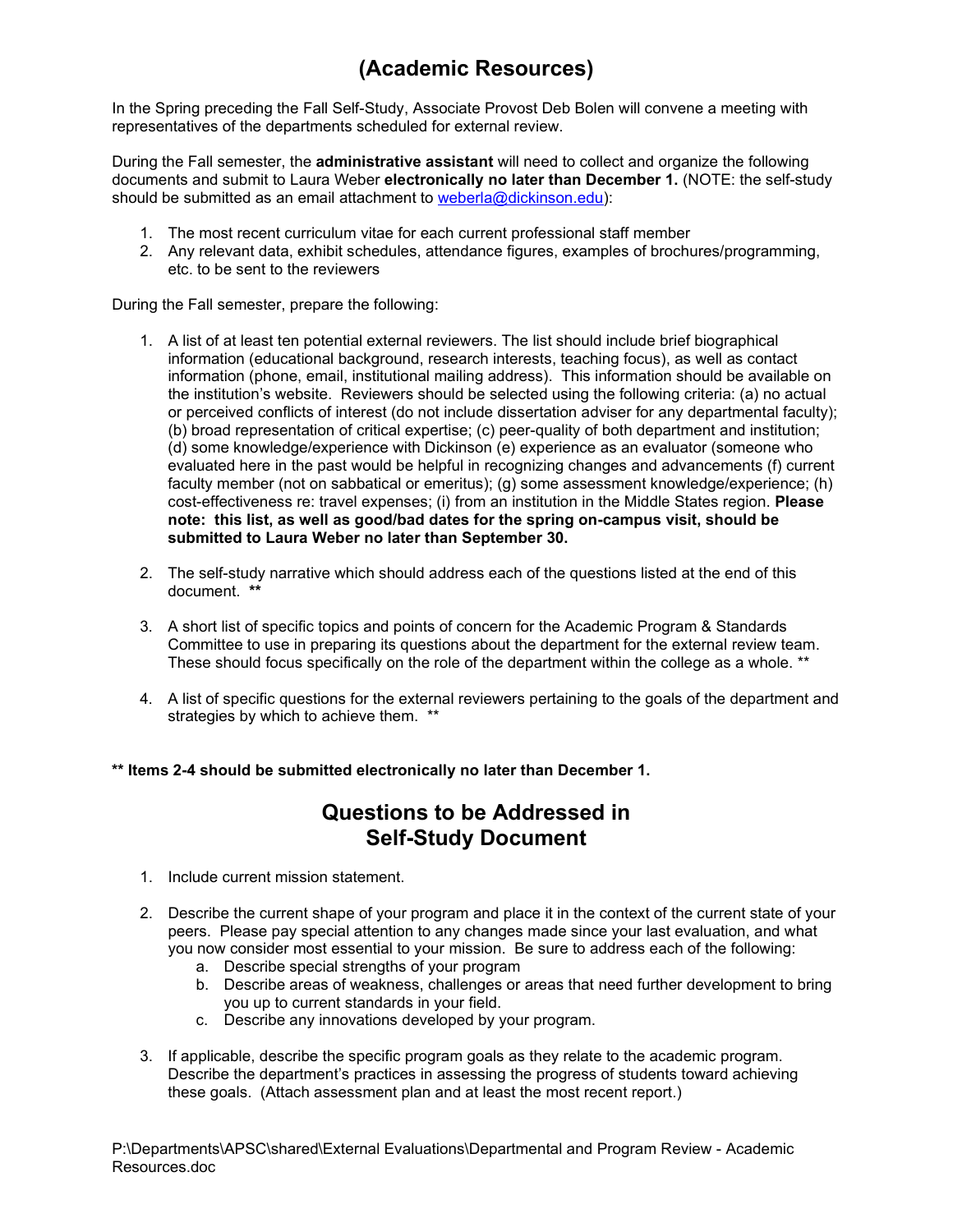# (Academic Resources)

In the Spring preceding the Fall Self-Study, Associate Provost Deb Bolen will convene a meeting with representatives of the departments scheduled for external review.

During the Fall semester, the **administrative assistant** will need to collect and organize the following documents and submit to Laura Weber **electronically no later than December 1.** (NOTE: the self-study should be submitted as an email attachment to weberla@dickinson.edu):

1. The most recent curriculum vitae for each current professional staff member
2. Any relevant data, exhibit schedules, attendance figures, examples of brochures/programming, etc. to be sent to the reviewers

During the Fall semester, prepare the following:

1. A list of at least ten potential external reviewers. The list should include brief biographical information (educational background, research interests, teaching focus), as well as contact information (phone, email, institutional mailing address). This information should be available on the institution's website. Reviewers should be selected using the following criteria: (a) no actual or perceived conflicts of interest (do not include dissertation adviser for any departmental faculty); (b) broad representation of critical expertise; (c) peer-quality of both department and institution; (d) some knowledge/experience with Dickinson (e) experience as an evaluator (someone who evaluated here in the past would be helpful in recognizing changes and advancements (f) current faculty member (not on sabbatical or emeritus); (g) some assessment knowledge/experience; (h) cost-effectiveness re: travel expenses; (i) from an institution in the Middle States region. **Please note: this list, as well as good/bad dates for the spring on-campus visit, should be submitted to Laura Weber no later than September 30.**

2. The self-study narrative which should address each of the questions listed at the end of this document. **

3. A short list of specific topics and points of concern for the Academic Program & Standards Committee to use in preparing its questions about the department for the external review team. These should focus specifically on the role of the department within the college as a whole. **

4. A list of specific questions for the external reviewers pertaining to the goals of the department and strategies by which to achieve them. **

**** Items 2-4 should be submitted electronically no later than December 1.**

## Questions to be Addressed in Self-Study Document

1. Include current mission statement.

2. Describe the current shape of your program and place it in the context of the current state of your peers. Please pay special attention to any changes made since your last evaluation, and what you now consider most essential to your mission. Be sure to address each of the following:
   a. Describe special strengths of your program
   b. Describe areas of weakness, challenges or areas that need further development to bring you up to current standards in your field.
   c. Describe any innovations developed by your program.

3. If applicable, describe the specific program goals as they relate to the academic program. Describe the department's practices in assessing the progress of students toward achieving these goals. (Attach assessment plan and at least the most recent report.)

P:\Departments\APSC\shared\External Evaluations\Departmental and Program Review - Academic Resources.doc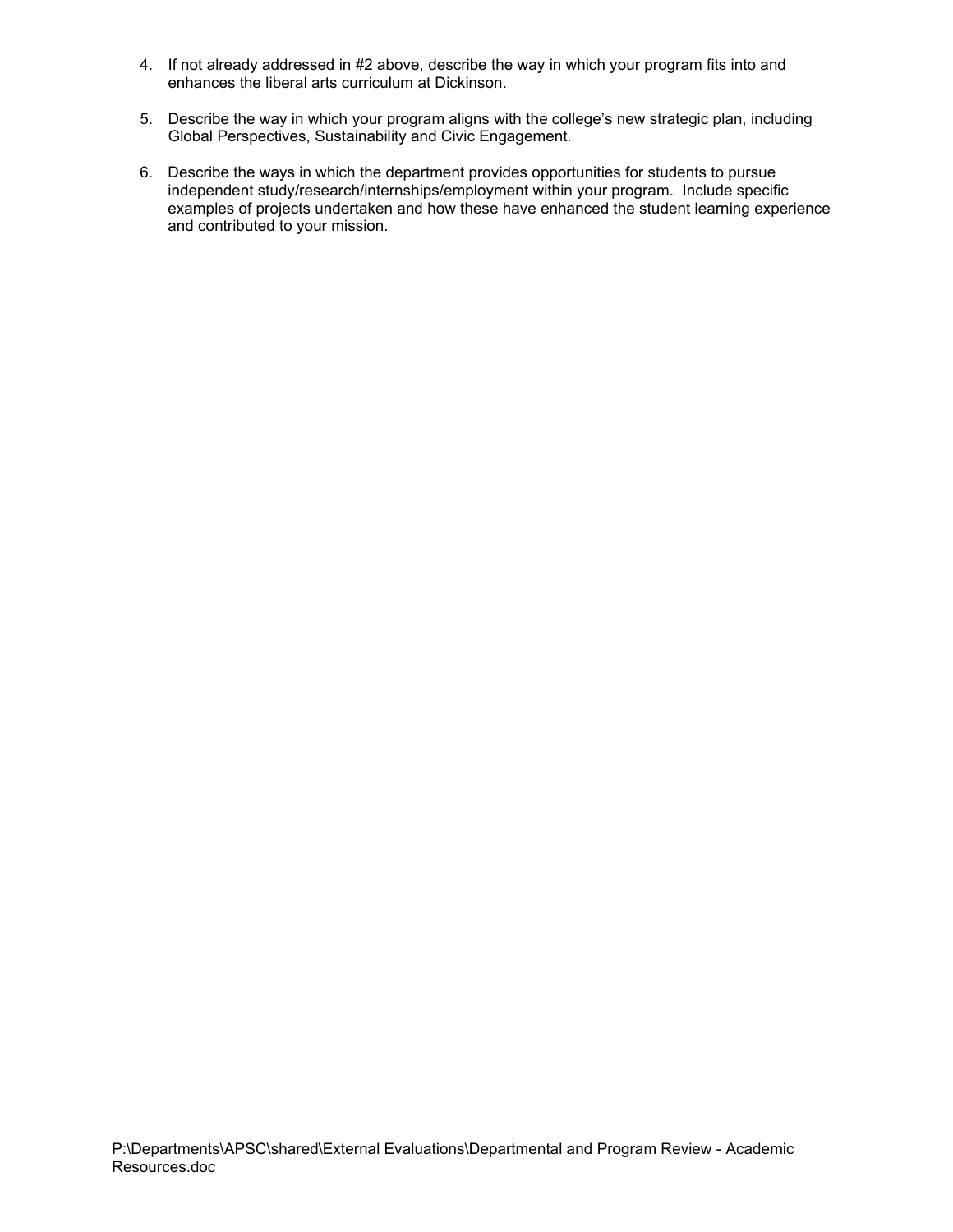4. If not already addressed in #2 above, describe the way in which your program fits into and enhances the liberal arts curriculum at Dickinson.

5. Describe the way in which your program aligns with the college's new strategic plan, including Global Perspectives, Sustainability and Civic Engagement.

6. Describe the ways in which the department provides opportunities for students to pursue independent study/research/internships/employment within your program. Include specific examples of projects undertaken and how these have enhanced the student learning experience and contributed to your mission.